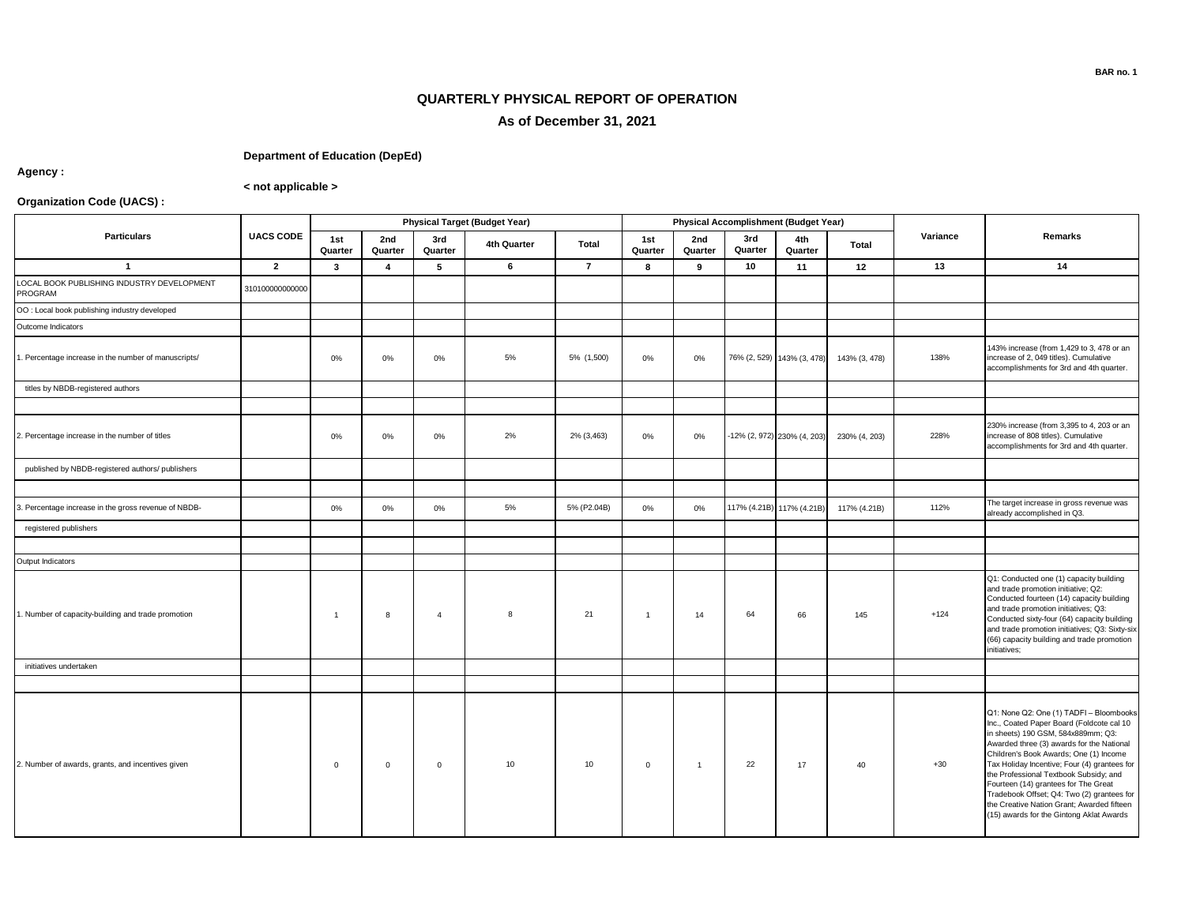BAR no. 1

# QUARTERLY PHYSICAL REPORT OF OPERATION

## As of December 31, 2021

**Agency :** **Department of Education (DepEd)**

**Organization Code (UACS) :** **< not applicable >**

| Particulars | UACS CODE | Physical Target (Budget Year) | | | | | Physical Accomplishment (Budget Year) | | | | | Variance | Remarks |
|---|---|---|---|---|---|---|---|---|---|---|---|---|---|
| | | 1st Quarter | 2nd Quarter | 3rd Quarter | 4th Quarter | Total | 1st Quarter | 2nd Quarter | 3rd Quarter | 4th Quarter | Total | | |
| 1 | 2 | 3 | 4 | 5 | 6 | 7 | 8 | 9 | 10 | 11 | 12 | 13 | 14 |
| LOCAL BOOK PUBLISHING INDUSTRY DEVELOPMENT PROGRAM | 310100000000000 | | | | | | | | | | | | |
| OO : Local book publishing industry developed | | | | | | | | | | | | | |
| Outcome Indicators | | | | | | | | | | | | | |
| 1. Percentage increase in the number of manuscripts/ titles by NBDB-registered authors | | 0% | 0% | 0% | 5% | 5% (1,500) | 0% | 0% | 76% (2, 529) | 143% (3, 478) | 143% (3, 478) | 138% | 143% increase (from 1,429 to 3, 478 or an increase of 2, 049 titles). Cumulative accomplishments for 3rd and 4th quarter. |
| 2. Percentage increase in the number of titles published by NBDB-registered authors/ publishers | | 0% | 0% | 0% | 2% | 2% (3,463) | 0% | 0% | -12% (2, 972) | 230% (4, 203) | 230% (4, 203) | 228% | 230% increase (from 3,395 to 4, 203 or an increase of 808 titles). Cumulative accomplishments for 3rd and 4th quarter. |
| 3. Percentage increase in the gross revenue of NBDB-registered publishers | | 0% | 0% | 0% | 5% | 5% (P2.04B) | 0% | 0% | 117% (4.21B) | 117% (4.21B) | 117% (4.21B) | 112% | The target increase in gross revenue was already accomplished in Q3. |
| Output Indicators | | | | | | | | | | | | | |
| 1. Number of capacity-building and trade promotion initiatives undertaken | | 1 | 8 | 4 | 8 | 21 | 1 | 14 | 64 | 66 | 145 | +124 | Q1: Conducted one (1) capacity building and trade promotion initiative; Q2: Conducted fourteen (14) capacity building and trade promotion initiatives; Q3: Conducted sixty-four (64) capacity building and trade promotion initiatives; Q3: Sixty-six (66) capacity building and trade promotion initiatives; |
| 2. Number of awards, grants, and incentives given | | 0 | 0 | 0 | 10 | 10 | 0 | 1 | 22 | 17 | 40 | +30 | Q1: None Q2: One (1) TADFI – Bloombooks Inc., Coated Paper Board (Foldcote cal 10 in sheets) 190 GSM, 584x889mm; Q3: Awarded three (3) awards for the National Children's Book Awards; One (1) Income Tax Holiday Incentive; Four (4) grantees for the Professional Textbook Subsidy; and Fourteen (14) grantees for The Great Tradebook Offset; Q4: Two (2) grantees for the Creative Nation Grant; Awarded fifteen (15) awards for the Gintong Aklat Awards |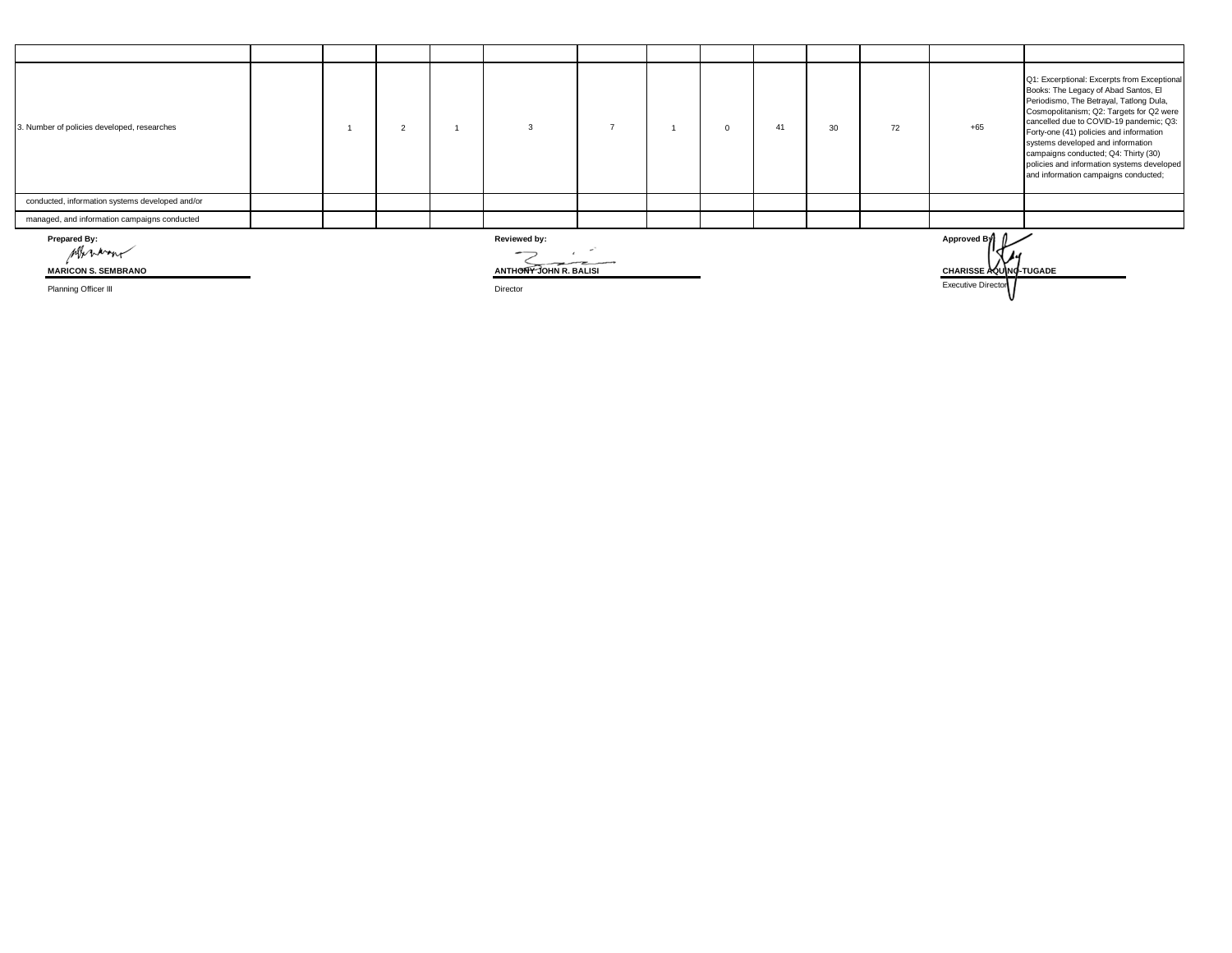| | | | | | | | | | | | | | |
|---|---|---|---|---|---|---|---|---|---|---|---|---|---|
| 3. Number of policies developed, researches | | 1 | 2 | 1 | 3 | 7 | 1 | 0 | 41 | 30 | 72 | +65 | Q1: Excerptional: Excerpts from Exceptional Books: The Legacy of Abad Santos, El Periodismo, The Betrayal, Tatlong Dula, Cosmopolitanism; Q2: Targets for Q2 were cancelled due to COVID-19 pandemic; Q3: Forty-one (41) policies and information systems developed and information campaigns conducted; Q4: Thirty (30) policies and information systems developed and information campaigns conducted; |
| conducted, information systems developed and/or | | | | | | | | | | | | | |
| managed, and information campaigns conducted | | | | | | | | | | | | | |

**Prepared By:**

**MARICON S. SEMBRANO**

Planning Officer III

**Reviewed by:**

**ANTHONY JOHN R. BALISI**

Director

**Approved By:**

**CHARISSE AQUINO-TUGADE**

Executive Director